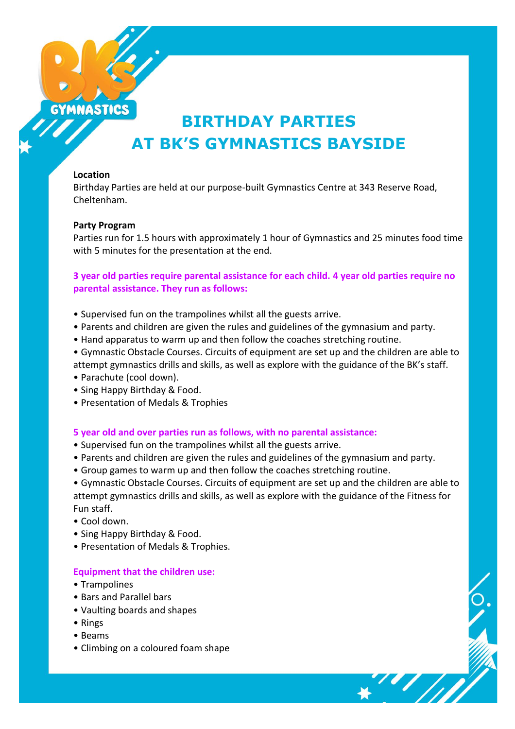# BIRTHDAY PARTIES AT BK'S GYMNASTICS BAYSIDE

**Location**

Birthday Parties are held at our purpose-built Gymnastics Centre at 343 Reserve Road, Cheltenham.

**Party Program**

Parties run for 1.5 hours with approximately 1 hour of Gymnastics and 25 minutes food time with 5 minutes for the presentation at the end.

**3 year old parties require parental assistance for each child. 4 year old parties require no parental assistance. They run as follows:**

- Supervised fun on the trampolines whilst all the guests arrive.
- Parents and children are given the rules and guidelines of the gymnasium and party.
- Hand apparatus to warm up and then follow the coaches stretching routine.
- Gymnastic Obstacle Courses. Circuits of equipment are set up and the children are able to attempt gymnastics drills and skills, as well as explore with the guidance of the BK's staff.
- Parachute (cool down).
- Sing Happy Birthday & Food.
- Presentation of Medals & Trophies

**5 year old and over parties run as follows, with no parental assistance:**

- Supervised fun on the trampolines whilst all the guests arrive.
- Parents and children are given the rules and guidelines of the gymnasium and party.
- Group games to warm up and then follow the coaches stretching routine.
- Gymnastic Obstacle Courses. Circuits of equipment are set up and the children are able to attempt gymnastics drills and skills, as well as explore with the guidance of the Fitness for Fun staff.
- Cool down.
- Sing Happy Birthday & Food.
- Presentation of Medals & Trophies.

**Equipment that the children use:**

- Trampolines
- Bars and Parallel bars
- Vaulting boards and shapes
- Rings
- Beams
- Climbing on a coloured foam shape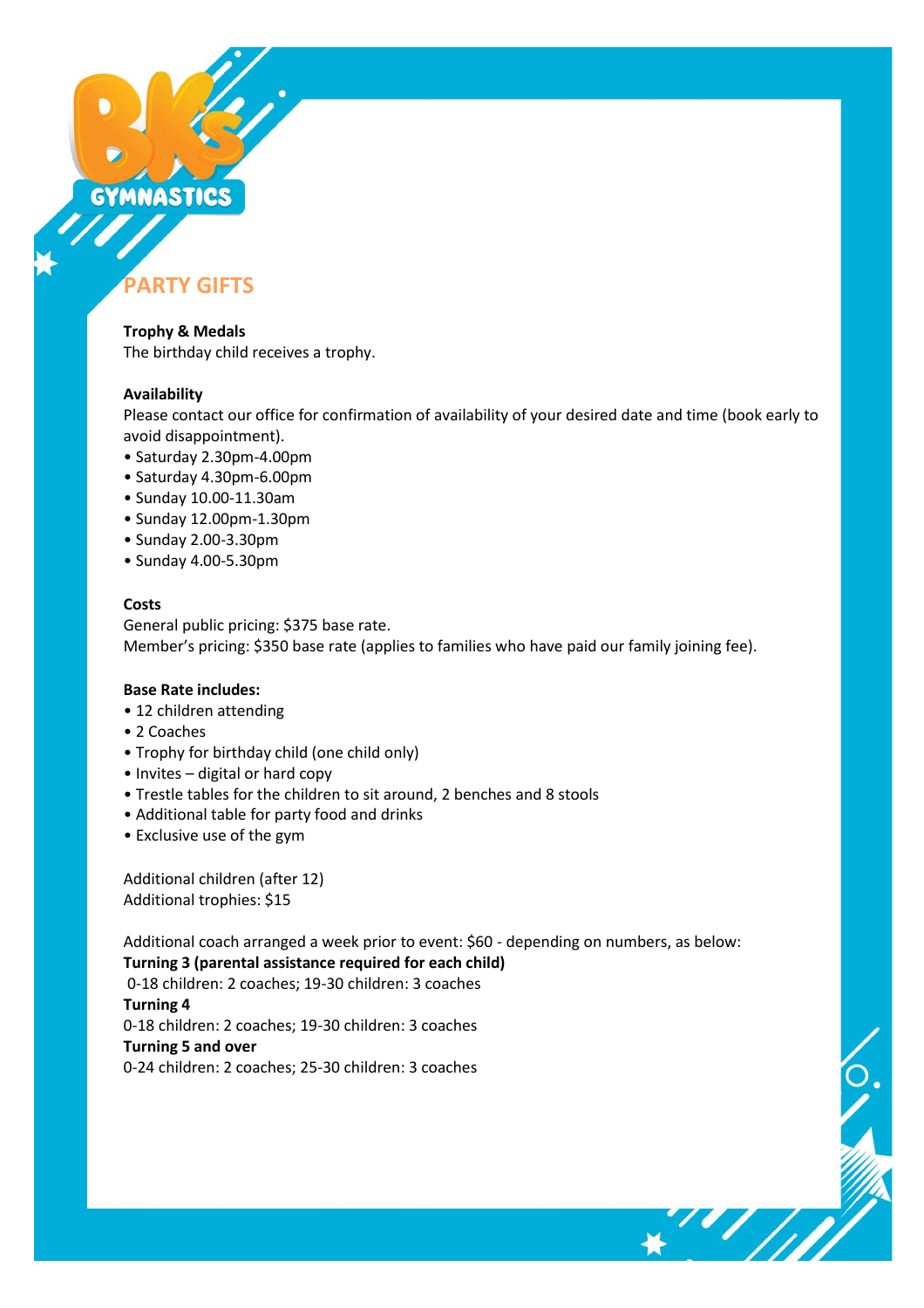## PARTY GIFTS

**Trophy & Medals**
The birthday child receives a trophy.

**Availability**
Please contact our office for confirmation of availability of your desired date and time (book early to avoid disappointment).

- Saturday 2.30pm-4.00pm
- Saturday 4.30pm-6.00pm
- Sunday 10.00-11.30am
- Sunday 12.00pm-1.30pm
- Sunday 2.00-3.30pm
- Sunday 4.00-5.30pm

**Costs**
General public pricing: $375 base rate.
Member's pricing: $350 base rate (applies to families who have paid our family joining fee).

**Base Rate includes:**

- 12 children attending
- 2 Coaches
- Trophy for birthday child (one child only)
- Invites – digital or hard copy
- Trestle tables for the children to sit around, 2 benches and 8 stools
- Additional table for party food and drinks
- Exclusive use of the gym

Additional children (after 12)
Additional trophies: $15

Additional coach arranged a week prior to event: $60 - depending on numbers, as below:
**Turning 3 (parental assistance required for each child)**
0-18 children: 2 coaches; 19-30 children: 3 coaches
**Turning 4**
0-18 children: 2 coaches; 19-30 children: 3 coaches
**Turning 5 and over**
0-24 children: 2 coaches; 25-30 children: 3 coaches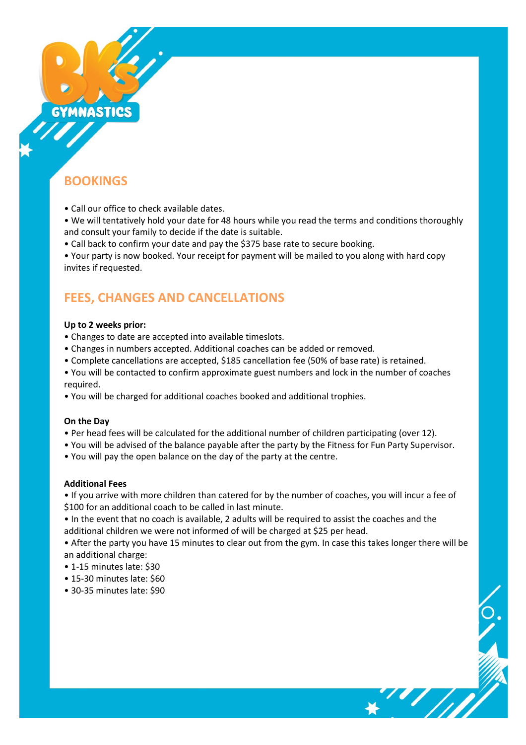## BOOKINGS

- Call our office to check available dates.
- We will tentatively hold your date for 48 hours while you read the terms and conditions thoroughly and consult your family to decide if the date is suitable.
- Call back to confirm your date and pay the $375 base rate to secure booking.
- Your party is now booked. Your receipt for payment will be mailed to you along with hard copy invites if requested.

## FEES, CHANGES AND CANCELLATIONS

**Up to 2 weeks prior:**

- Changes to date are accepted into available timeslots.
- Changes in numbers accepted. Additional coaches can be added or removed.
- Complete cancellations are accepted, $185 cancellation fee (50% of base rate) is retained.
- You will be contacted to confirm approximate guest numbers and lock in the number of coaches required.
- You will be charged for additional coaches booked and additional trophies.

**On the Day**

- Per head fees will be calculated for the additional number of children participating (over 12).
- You will be advised of the balance payable after the party by the Fitness for Fun Party Supervisor.
- You will pay the open balance on the day of the party at the centre.

**Additional Fees**

- If you arrive with more children than catered for by the number of coaches, you will incur a fee of $100 for an additional coach to be called in last minute.
- In the event that no coach is available, 2 adults will be required to assist the coaches and the additional children we were not informed of will be charged at $25 per head.
- After the party you have 15 minutes to clear out from the gym. In case this takes longer there will be an additional charge:
- 1-15 minutes late: $30
- 15-30 minutes late: $60
- 30-35 minutes late: $90